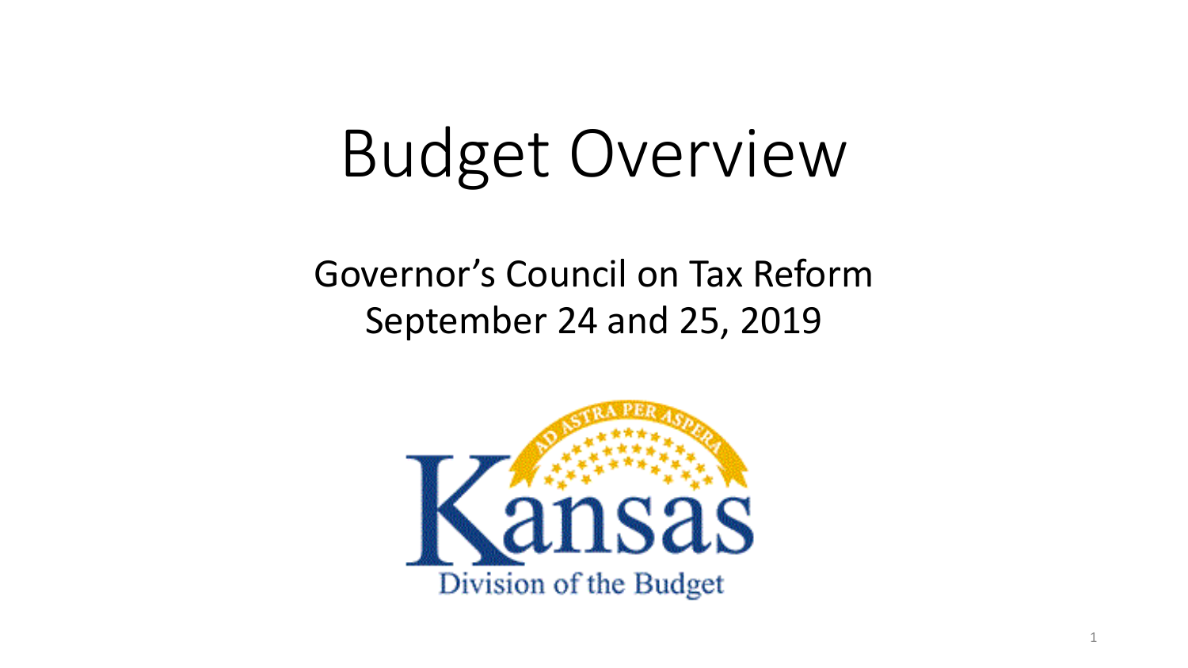# Budget Overview

Governor's Council on Tax Reform
September 24 and 25, 2019

AD ASTRA PER ASPERA

Kansas
Division of the Budget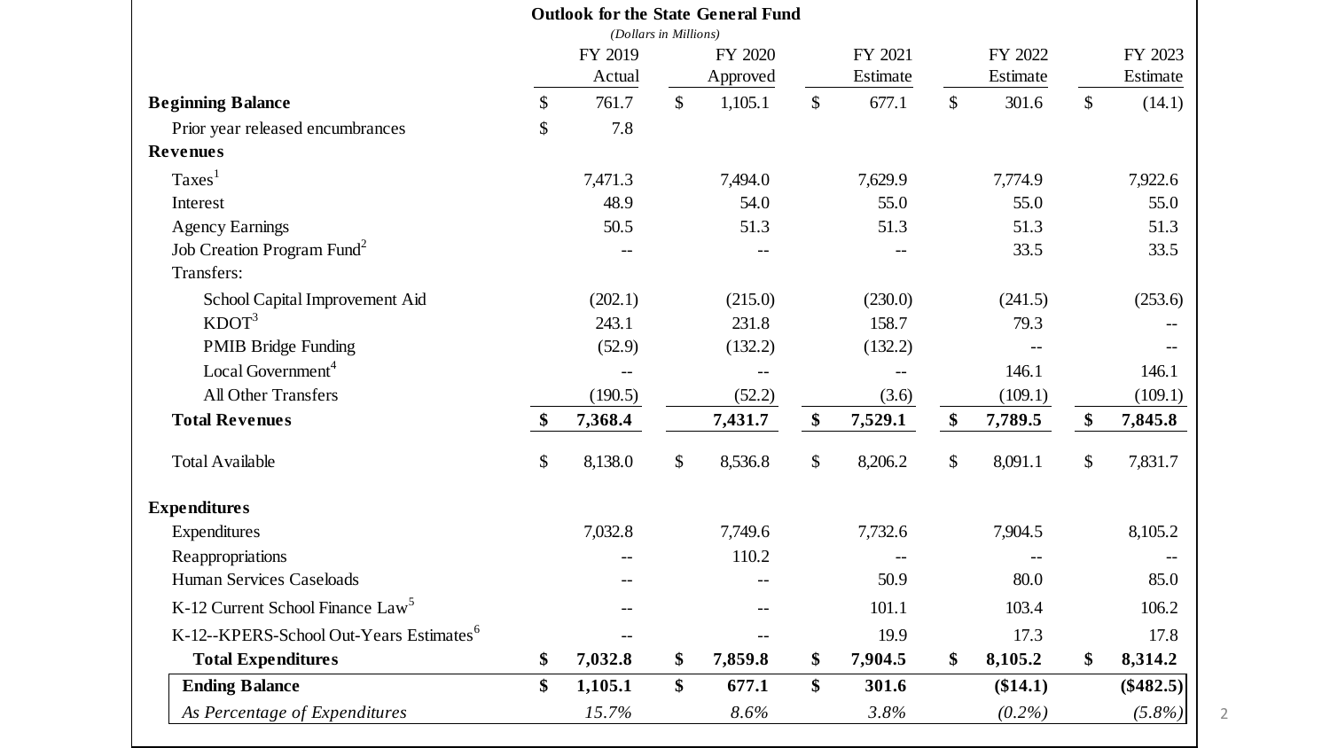## Outlook for the State General Fund

*(Dollars in Millions)*

| | FY 2019 Actual | FY 2020 Approved | FY 2021 Estimate | FY 2022 Estimate | FY 2023 Estimate |
|---|---|---|---|---|---|
| **Beginning Balance** | $ 761.7 | $ 1,105.1 | $ 677.1 | $ 301.6 | $ (14.1) |
| Prior year released encumbrances | $ 7.8 | | | | |
| **Revenues** | | | | | |
| Taxes[1] | 7,471.3 | 7,494.0 | 7,629.9 | 7,774.9 | 7,922.6 |
| Interest | 48.9 | 54.0 | 55.0 | 55.0 | 55.0 |
| Agency Earnings | 50.5 | 51.3 | 51.3 | 51.3 | 51.3 |
| Job Creation Program Fund[2] | -- | -- | -- | 33.5 | 33.5 |
| Transfers: | | | | | |
| School Capital Improvement Aid | (202.1) | (215.0) | (230.0) | (241.5) | (253.6) |
| KDOT[3] | 243.1 | 231.8 | 158.7 | 79.3 | -- |
| PMIB Bridge Funding | (52.9) | (132.2) | (132.2) | -- | -- |
| Local Government[4] | -- | -- | -- | 146.1 | 146.1 |
| All Other Transfers | (190.5) | (52.2) | (3.6) | (109.1) | (109.1) |
| **Total Revenues** | **$ 7,368.4** | **7,431.7** | **$ 7,529.1** | **$ 7,789.5** | **$ 7,845.8** |
| Total Available | $ 8,138.0 | $ 8,536.8 | $ 8,206.2 | $ 8,091.1 | $ 7,831.7 |
| **Expenditures** | | | | | |
| Expenditures | 7,032.8 | 7,749.6 | 7,732.6 | 7,904.5 | 8,105.2 |
| Reappropriations | -- | 110.2 | -- | -- | -- |
| Human Services Caseloads | -- | -- | 50.9 | 80.0 | 85.0 |
| K-12 Current School Finance Law[5] | -- | -- | 101.1 | 103.4 | 106.2 |
| K-12--KPERS-School Out-Years Estimates[6] | -- | -- | 19.9 | 17.3 | 17.8 |
| **Total Expenditures** | **$ 7,032.8** | **$ 7,859.8** | **$ 7,904.5** | **$ 8,105.2** | **$ 8,314.2** |
| **Ending Balance** | **$ 1,105.1** | **$ 677.1** | **$ 301.6** | **($14.1)** | **($482.5)** |
| *As Percentage of Expenditures* | *15.7%* | *8.6%* | *3.8%* | *(0.2%)* | *(5.8%)* |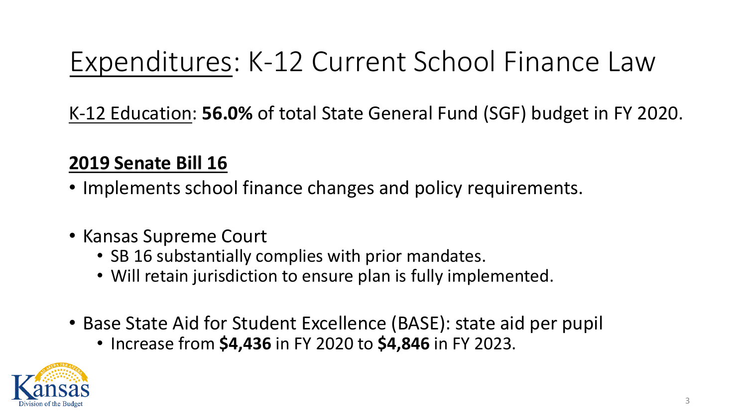# Expenditures: K-12 Current School Finance Law

K-12 Education: **56.0%** of total State General Fund (SGF) budget in FY 2020.

**2019 Senate Bill 16**

- Implements school finance changes and policy requirements.
- Kansas Supreme Court
  - SB 16 substantially complies with prior mandates.
  - Will retain jurisdiction to ensure plan is fully implemented.
- Base State Aid for Student Excellence (BASE): state aid per pupil
  - Increase from **$4,436** in FY 2020 to **$4,846** in FY 2023.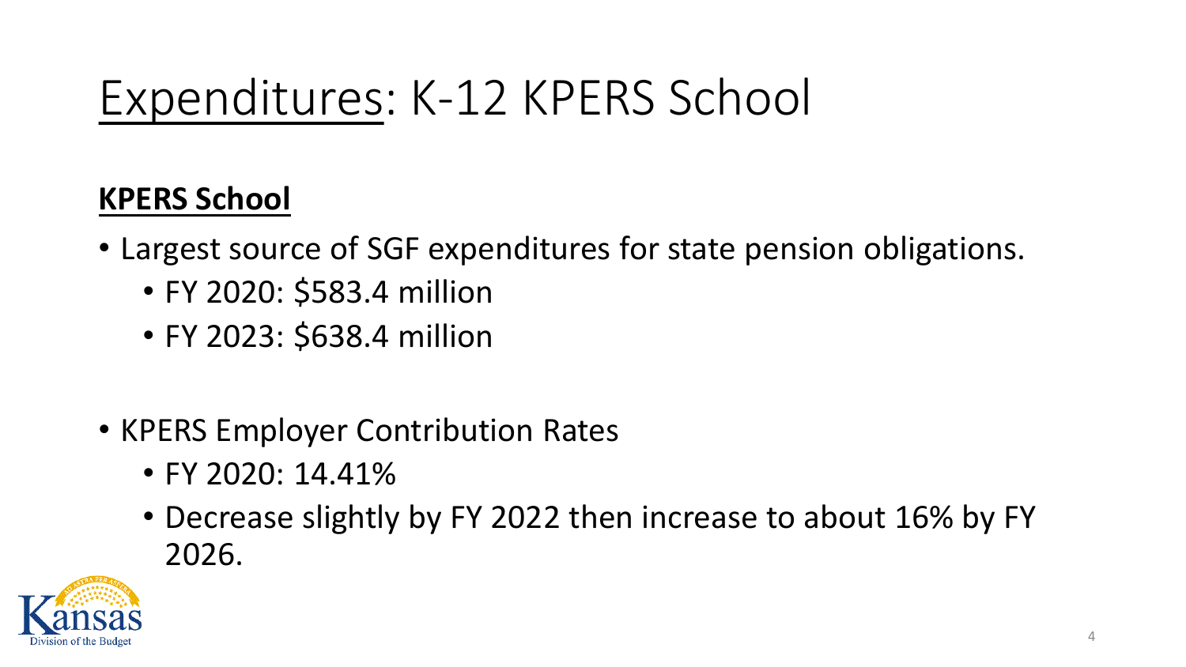# Expenditures: K-12 KPERS School

## KPERS School

- Largest source of SGF expenditures for state pension obligations.
  - FY 2020: $583.4 million
  - FY 2023: $638.4 million

- KPERS Employer Contribution Rates
  - FY 2020: 14.41%
  - Decrease slightly by FY 2022 then increase to about 16% by FY 2026.

Kansas Division of the Budget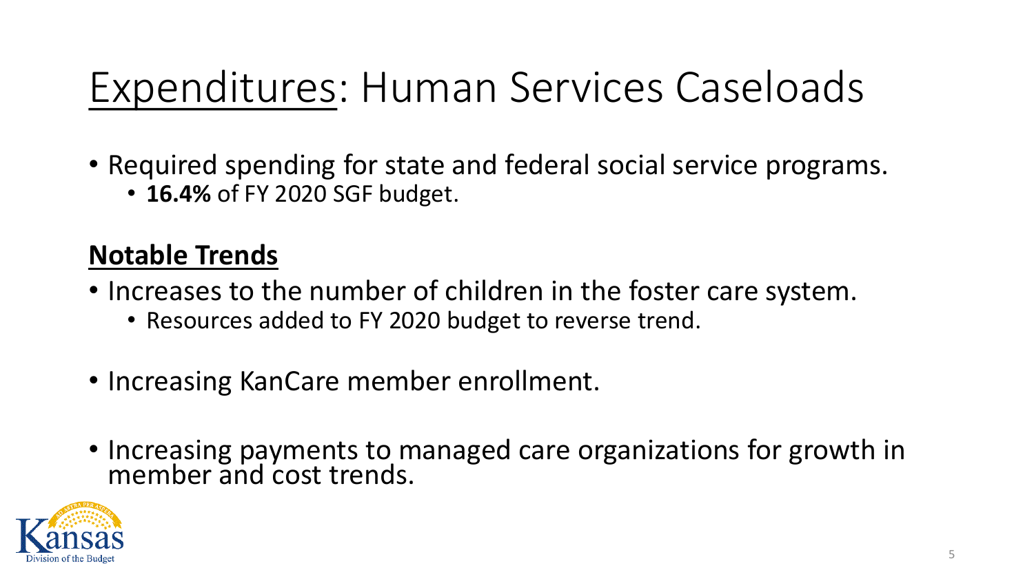# Expenditures: Human Services Caseloads

- Required spending for state and federal social service programs.
  - **16.4%** of FY 2020 SGF budget.

**Notable Trends**

- Increases to the number of children in the foster care system.
  - Resources added to FY 2020 budget to reverse trend.
- Increasing KanCare member enrollment.
- Increasing payments to managed care organizations for growth in member and cost trends.

Kansas Division of the Budget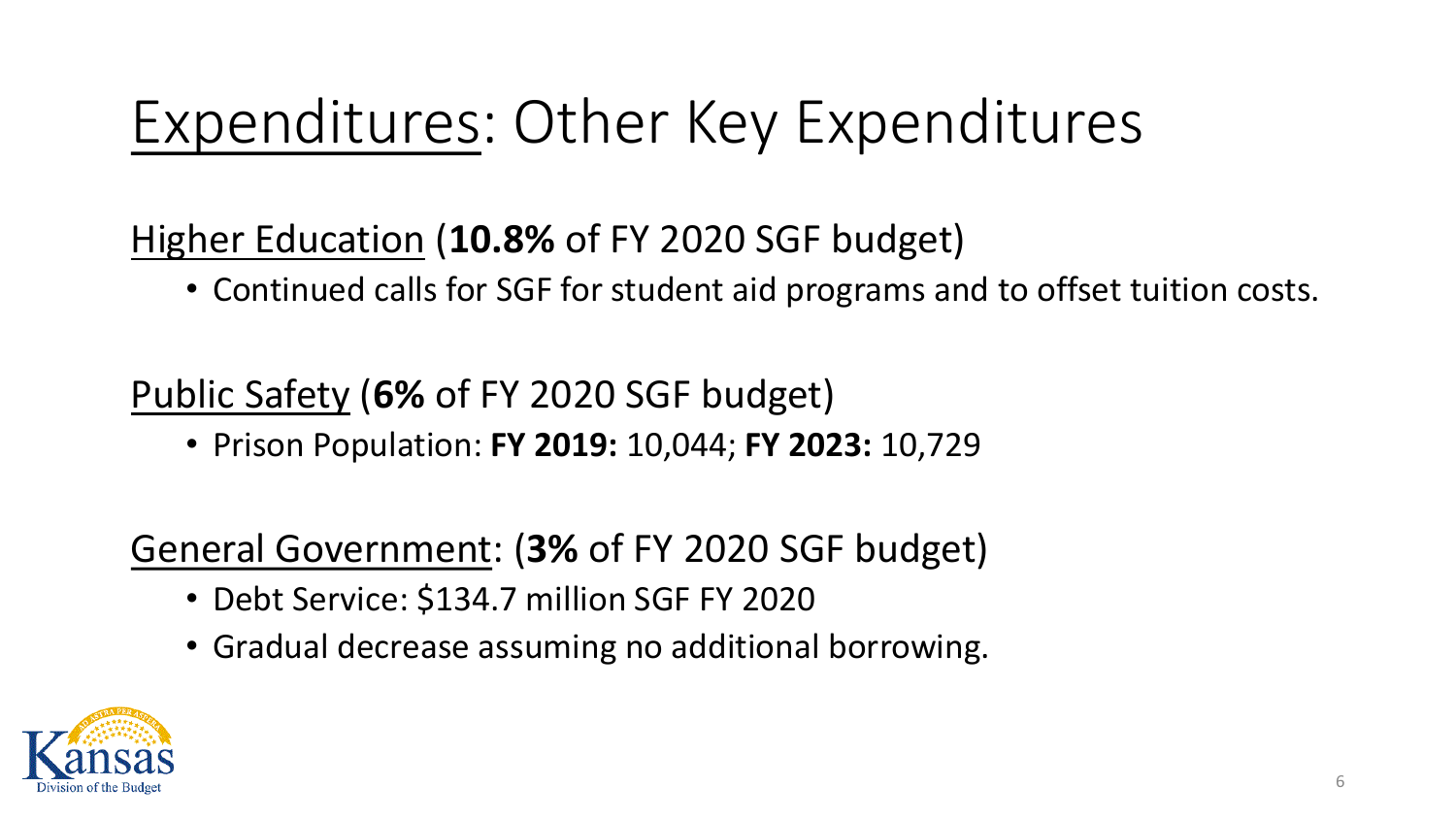# Expenditures: Other Key Expenditures

Higher Education (**10.8%** of FY 2020 SGF budget)

- Continued calls for SGF for student aid programs and to offset tuition costs.

Public Safety (**6%** of FY 2020 SGF budget)

- Prison Population: **FY 2019:** 10,044; **FY 2023:** 10,729

General Government: (**3%** of FY 2020 SGF budget)

- Debt Service: $134.7 million SGF FY 2020
- Gradual decrease assuming no additional borrowing.

Kansas Division of the Budget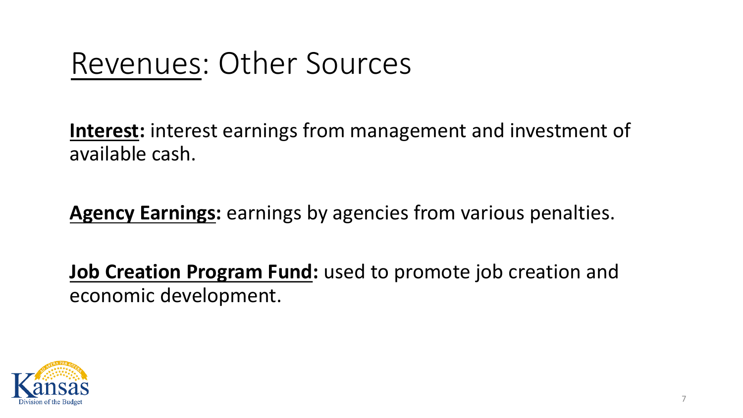# Revenues: Other Sources

**Interest:** interest earnings from management and investment of available cash.

**Agency Earnings:** earnings by agencies from various penalties.

**Job Creation Program Fund:** used to promote job creation and economic development.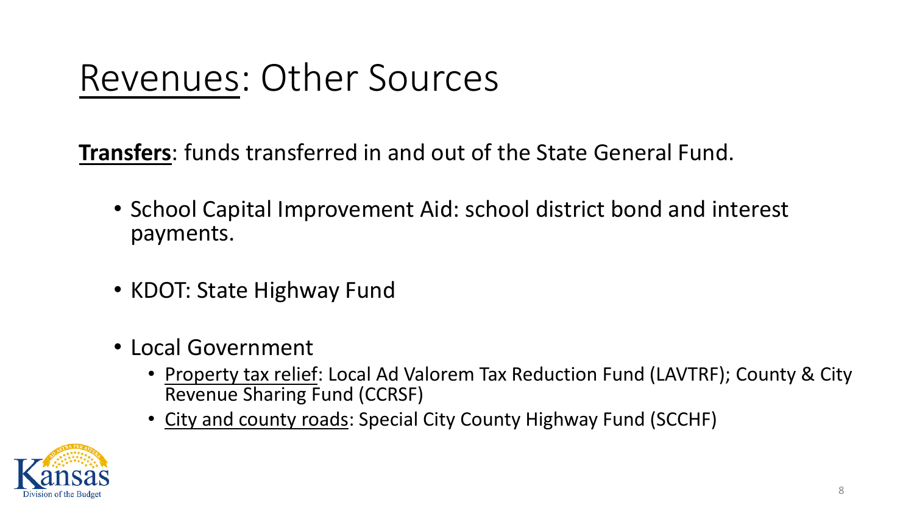# Revenues: Other Sources

**Transfers**: funds transferred in and out of the State General Fund.

- School Capital Improvement Aid: school district bond and interest payments.
- KDOT: State Highway Fund
- Local Government
  - Property tax relief: Local Ad Valorem Tax Reduction Fund (LAVTRF); County & City Revenue Sharing Fund (CCRSF)
  - City and county roads: Special City County Highway Fund (SCCHF)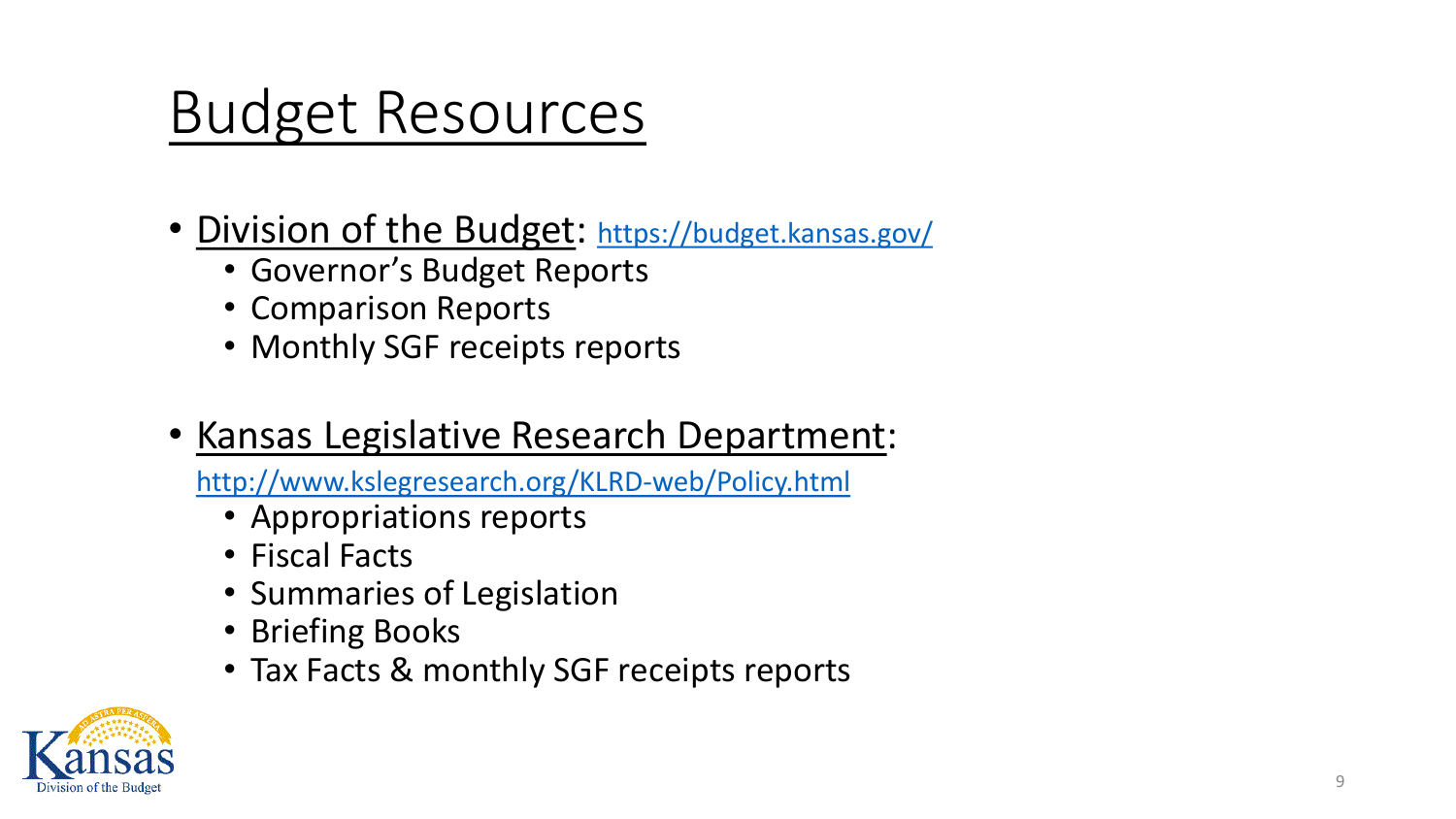# Budget Resources

- Division of the Budget: https://budget.kansas.gov/
  - Governor's Budget Reports
  - Comparison Reports
  - Monthly SGF receipts reports

- Kansas Legislative Research Department: http://www.kslegresearch.org/KLRD-web/Policy.html
  - Appropriations reports
  - Fiscal Facts
  - Summaries of Legislation
  - Briefing Books
  - Tax Facts & monthly SGF receipts reports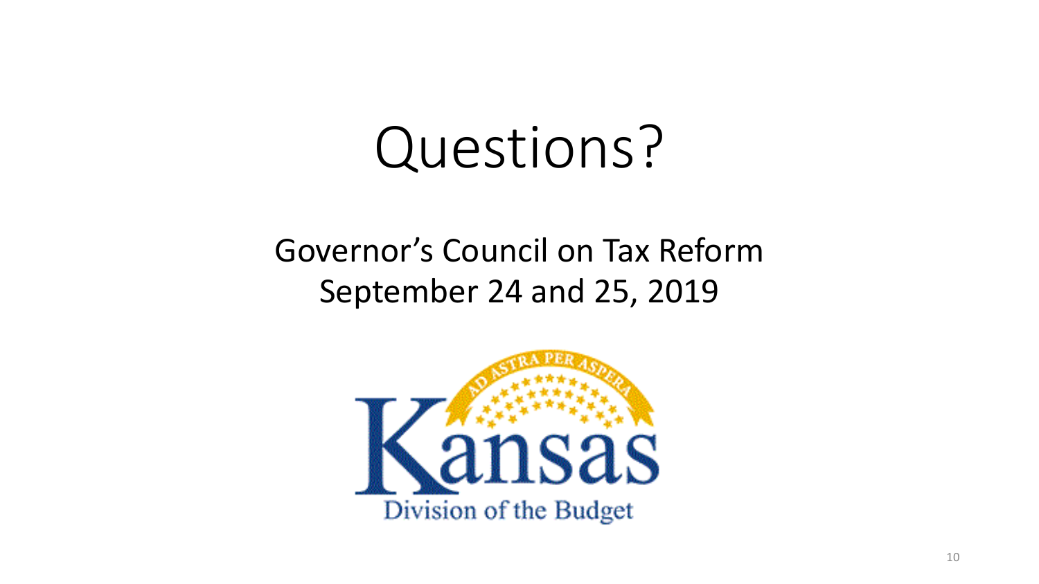# Questions?

Governor's Council on Tax Reform
September 24 and 25, 2019

AD ASTRA PER ASPERA

Kansas

Division of the Budget